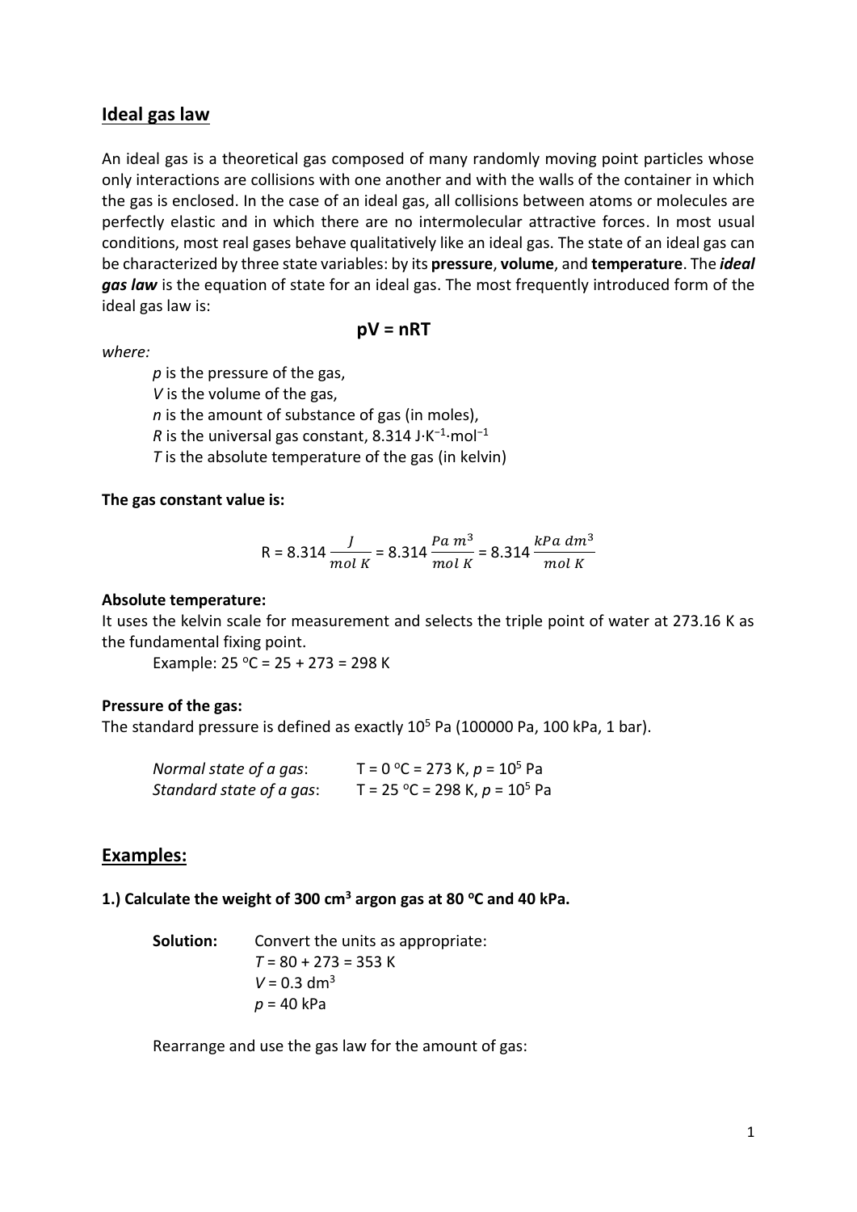## Ideal gas law

An ideal gas is a theoretical gas composed of many randomly moving point particles whose only interactions are collisions with one another and with the walls of the container in which the gas is enclosed. In the case of an ideal gas, all collisions between atoms or molecules are perfectly elastic and in which there are no intermolecular attractive forces. In most usual conditions, most real gases behave qualitatively like an ideal gas. The state of an ideal gas can be characterized by three state variables: by its **pressure**, **volume**, and **temperature**. The ***ideal gas law*** is the equation of state for an ideal gas. The most frequently introduced form of the ideal gas law is:

$$\mathbf{pV = nRT}$$

*where:*

- $p$ is the pressure of the gas,
- $V$ is the volume of the gas,
- $n$ is the amount of substance of gas (in moles),
- $R$ is the universal gas constant, 8.314 $J{\cdot}K^{-1}{\cdot}mol^{-1}$
- $T$ is the absolute temperature of the gas (in kelvin)

**The gas constant value is:**

$$R = 8.314\,\frac{J}{mol\ K} = 8.314\,\frac{Pa\ m^3}{mol\ K} = 8.314\,\frac{kPa\ dm^3}{mol\ K}$$

**Absolute temperature:**

It uses the kelvin scale for measurement and selects the triple point of water at 273.16 K as the fundamental fixing point.

Example: 25 $^oC$ = 25 + 273 = 298 K

**Pressure of the gas:**

The standard pressure is defined as exactly $10^5$ Pa (100000 Pa, 100 kPa, 1 bar).

*Normal state of a gas*: T = 0 $^oC$ = 273 K, $p = 10^5$ Pa
*Standard state of a gas*: T = 25 $^oC$ = 298 K, $p = 10^5$ Pa

## Examples:

**1.) Calculate the weight of 300 $cm^3$ argon gas at 80 $^oC$ and 40 kPa.**

**Solution:** Convert the units as appropriate:
$T$ = 80 + 273 = 353 K
$V$ = 0.3 $dm^3$
$p$ = 40 kPa

Rearrange and use the gas law for the amount of gas: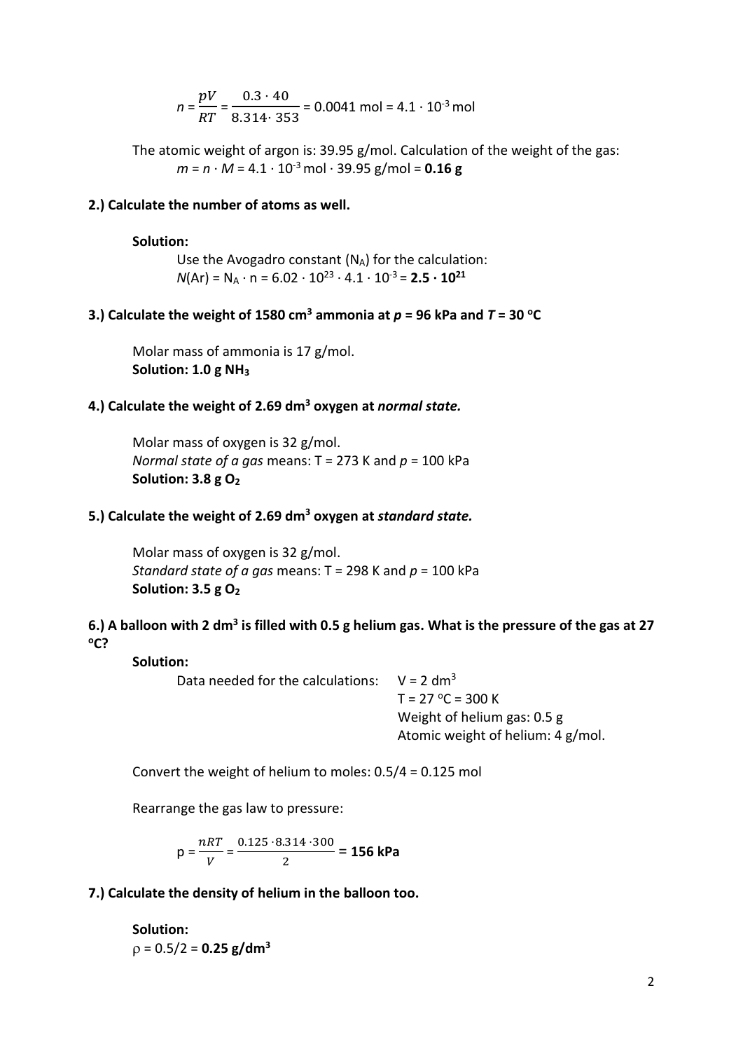$$n = \frac{pV}{RT} = \frac{0.3 \cdot 40}{8.314 \cdot 353} = 0.0041 \text{ mol} = 4.1 \cdot 10^{-3} \text{ mol}$$

The atomic weight of argon is: 39.95 g/mol. Calculation of the weight of the gas:

$m = n \cdot M = 4.1 \cdot 10^{-3}$ mol $\cdot$ 39.95 g/mol = **0.16 g**

**2.) Calculate the number of atoms as well.**

**Solution:**

Use the Avogadro constant ($N_A$) for the calculation:

$N(\text{Ar}) = N_A \cdot n = 6.02 \cdot 10^{23} \cdot 4.1 \cdot 10^{-3} = \mathbf{2.5 \cdot 10^{21}}$

**3.) Calculate the weight of 1580 cm$^3$ ammonia at $p$ = 96 kPa and $T$ = 30 $^o$C**

Molar mass of ammonia is 17 g/mol.

**Solution: 1.0 g $NH_3$**

**4.) Calculate the weight of 2.69 dm$^3$ oxygen at *normal state.***

Molar mass of oxygen is 32 g/mol.

*Normal state of a gas* means: T = 273 K and $p$ = 100 kPa

**Solution: 3.8 g $O_2$**

**5.) Calculate the weight of 2.69 dm$^3$ oxygen at *standard state.***

Molar mass of oxygen is 32 g/mol.

*Standard state of a gas* means: T = 298 K and $p$ = 100 kPa

**Solution: 3.5 g $O_2$**

**6.) A balloon with 2 dm$^3$ is filled with 0.5 g helium gas. What is the pressure of the gas at 27 $^o$C?**

**Solution:**

Data needed for the calculations:
- V = 2 dm$^3$
- T = 27 $^o$C = 300 K
- Weight of helium gas: 0.5 g
- Atomic weight of helium: 4 g/mol.

Convert the weight of helium to moles: 0.5/4 = 0.125 mol

Rearrange the gas law to pressure:

$$p = \frac{nRT}{V} = \frac{0.125 \cdot 8.314 \cdot 300}{2} = \mathbf{156 \text{ kPa}}$$

**7.) Calculate the density of helium in the balloon too.**

**Solution:**

$\rho$ = 0.5/2 = **0.25 g/dm$^3$**